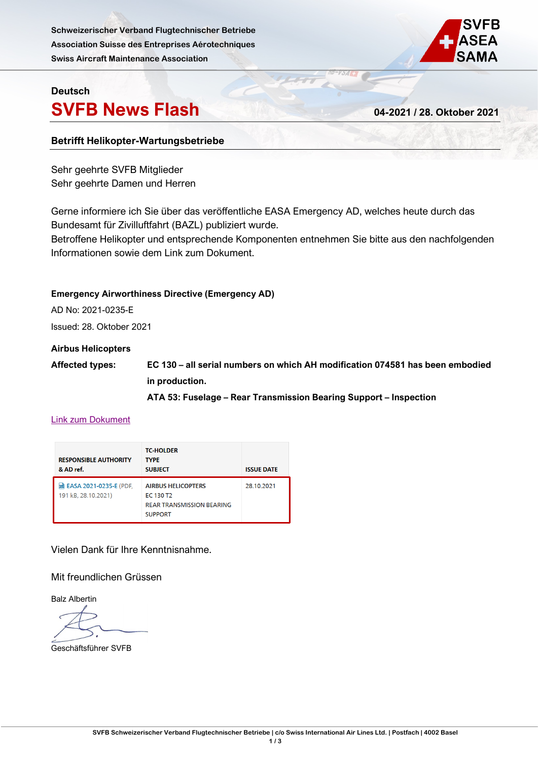Schweizerischer Verband Flugtechnischer Betriebe
Association Suisse des Entreprises Aérotechniques
Swiss Aircraft Maintenance Association

SVFB ASEA SAMA

**Deutsch**

# SVFB News Flash

**04-2021 / 28. Oktober 2021**

**Betrifft Helikopter-Wartungsbetriebe**

Sehr geehrte SVFB Mitglieder
Sehr geehrte Damen und Herren

Gerne informiere ich Sie über das veröffentliche EASA Emergency AD, welches heute durch das Bundesamt für Zivilluftfahrt (BAZL) publiziert wurde.
Betroffene Helikopter und entsprechende Komponenten entnehmen Sie bitte aus den nachfolgenden Informationen sowie dem Link zum Dokument.

**Emergency Airworthiness Directive (Emergency AD)**

AD No: 2021-0235-E

Issued: 28. Oktober 2021

**Airbus Helicopters**

**Affected types:** **EC 130 – all serial numbers on which AH modification 074581 has been embodied in production.**

**ATA 53: Fuselage – Rear Transmission Bearing Support – Inspection**

Link zum Dokument

| RESPONSIBLE AUTHORITY & AD ref. | TC-HOLDER TYPE SUBJECT | ISSUE DATE |
|---|---|---|
| EASA 2021-0235-E (PDF, 191 kB, 28.10.2021) | AIRBUS HELICOPTERS EC 130 T2 REAR TRANSMISSION BEARING SUPPORT | 28.10.2021 |

Vielen Dank für Ihre Kenntnisnahme.

Mit freundlichen Grüssen

Balz Albertin

Geschäftsführer SVFB

SVFB Schweizerischer Verband Flugtechnischer Betriebe | c/o Swiss International Air Lines Ltd. | Postfach | 4002 Basel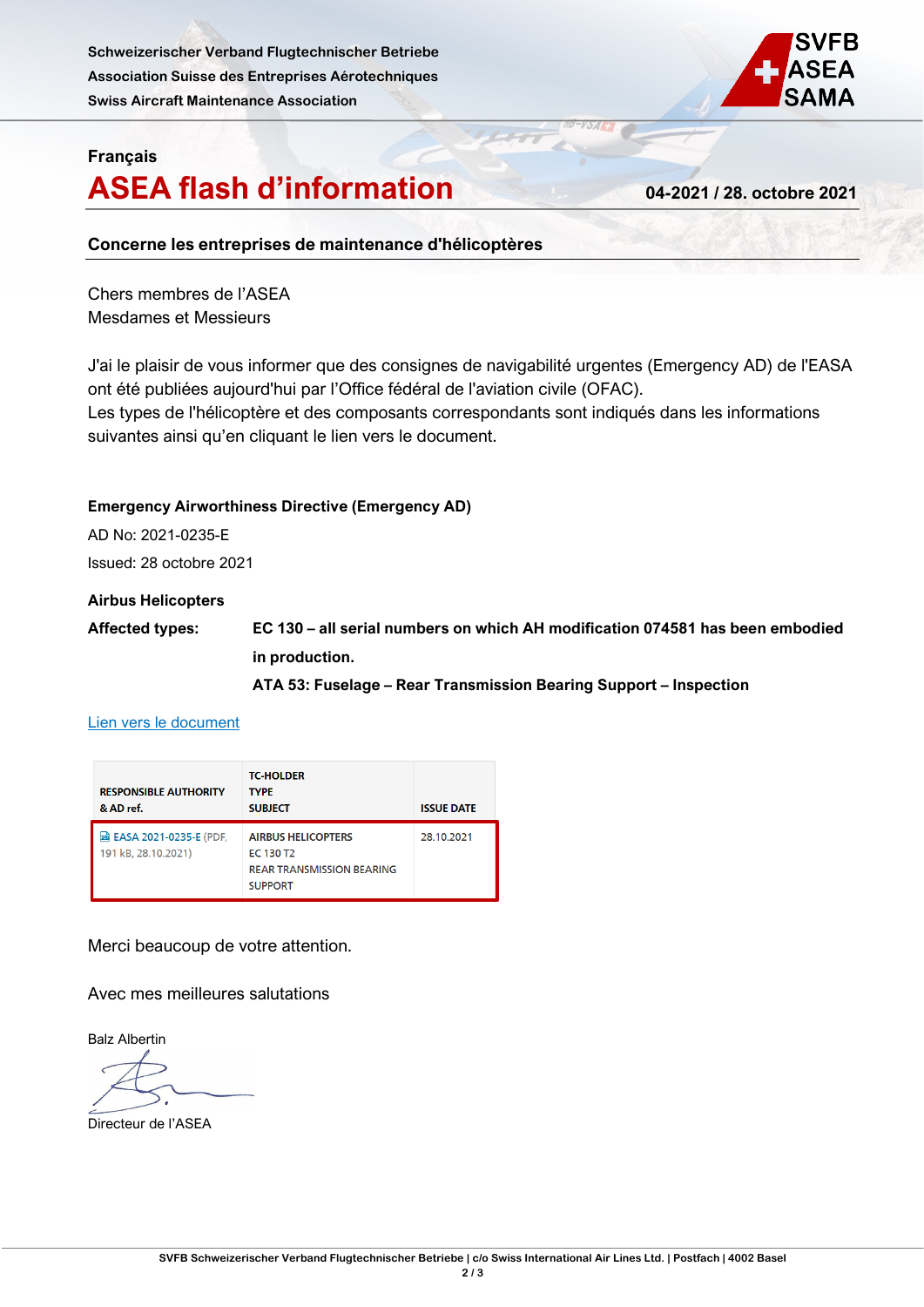Schweizerischer Verband Flugtechnischer Betriebe
Association Suisse des Entreprises Aérotechniques
Swiss Aircraft Maintenance Association

Français

# ASEA flash d'information

**04-2021 / 28. octobre 2021**

**Concerne les entreprises de maintenance d'hélicoptères**

Chers membres de l'ASEA
Mesdames et Messieurs

J'ai le plaisir de vous informer que des consignes de navigabilité urgentes (Emergency AD) de l'EASA ont été publiées aujourd'hui par l'Office fédéral de l'aviation civile (OFAC).
Les types de l'hélicoptère et des composants correspondants sont indiqués dans les informations suivantes ainsi qu'en cliquant le lien vers le document.

**Emergency Airworthiness Directive (Emergency AD)**

AD No: 2021-0235-E

Issued: 28 octobre 2021

**Airbus Helicopters**

**Affected types:** **EC 130 – all serial numbers on which AH modification 074581 has been embodied in production.**

**ATA 53: Fuselage – Rear Transmission Bearing Support – Inspection**

Lien vers le document

| RESPONSIBLE AUTHORITY & AD ref. | TC-HOLDER TYPE SUBJECT | ISSUE DATE |
|---|---|---|
| EASA 2021-0235-E (PDF, 191 kB, 28.10.2021) | AIRBUS HELICOPTERS EC 130 T2 REAR TRANSMISSION BEARING SUPPORT | 28.10.2021 |

Merci beaucoup de votre attention.

Avec mes meilleures salutations

Balz Albertin

Directeur de l'ASEA

SVFB Schweizerischer Verband Flugtechnischer Betriebe | c/o Swiss International Air Lines Ltd. | Postfach | 4002 Basel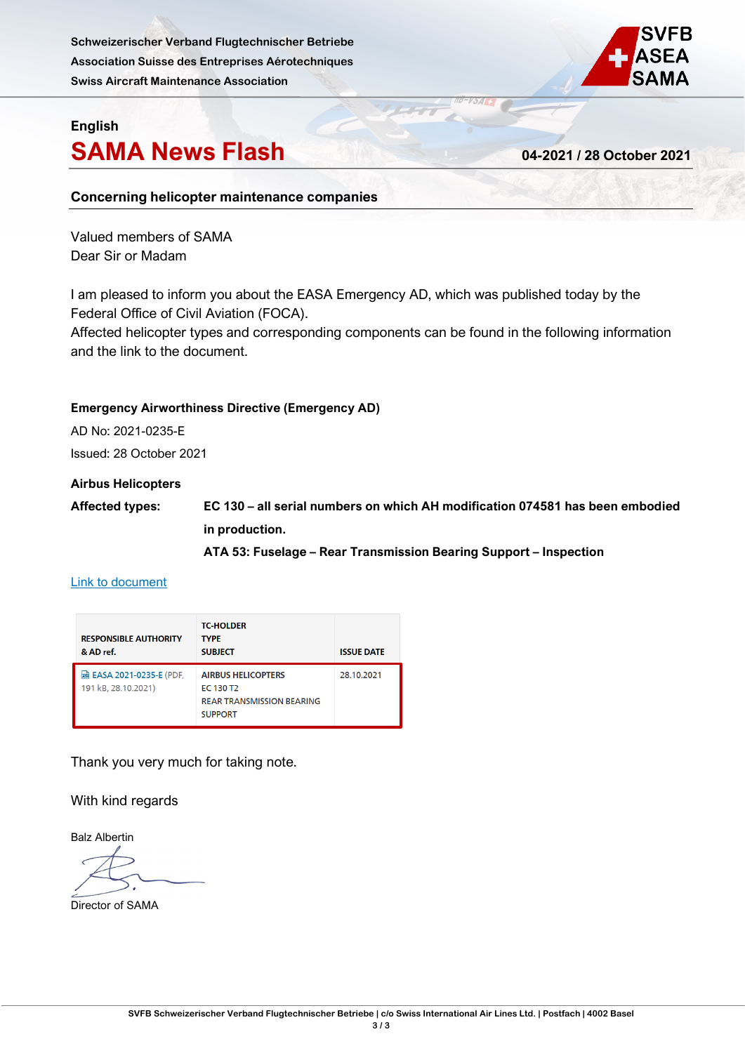Schweizerischer Verband Flugtechnischer Betriebe
Association Suisse des Entreprises Aérotechniques
Swiss Aircraft Maintenance Association

SVFB ASEA SAMA

English

# SAMA News Flash

**04-2021 / 28 October 2021**

**Concerning helicopter maintenance companies**

Valued members of SAMA
Dear Sir or Madam

I am pleased to inform you about the EASA Emergency AD, which was published today by the Federal Office of Civil Aviation (FOCA).
Affected helicopter types and corresponding components can be found in the following information and the link to the document.

**Emergency Airworthiness Directive (Emergency AD)**

AD No: 2021-0235-E

Issued: 28 October 2021

**Airbus Helicopters**

**Affected types:** **EC 130 – all serial numbers on which AH modification 074581 has been embodied in production.**

**ATA 53: Fuselage – Rear Transmission Bearing Support – Inspection**

Link to document

| RESPONSIBLE AUTHORITY & AD ref. | TC-HOLDER TYPE SUBJECT | ISSUE DATE |
|---|---|---|
| EASA 2021-0235-E (PDF, 191 kB, 28.10.2021) | AIRBUS HELICOPTERS EC 130 T2 REAR TRANSMISSION BEARING SUPPORT | 28.10.2021 |

Thank you very much for taking note.

With kind regards

Balz Albertin

Director of SAMA

SVFB Schweizerischer Verband Flugtechnischer Betriebe | c/o Swiss International Air Lines Ltd. | Postfach | 4002 Basel